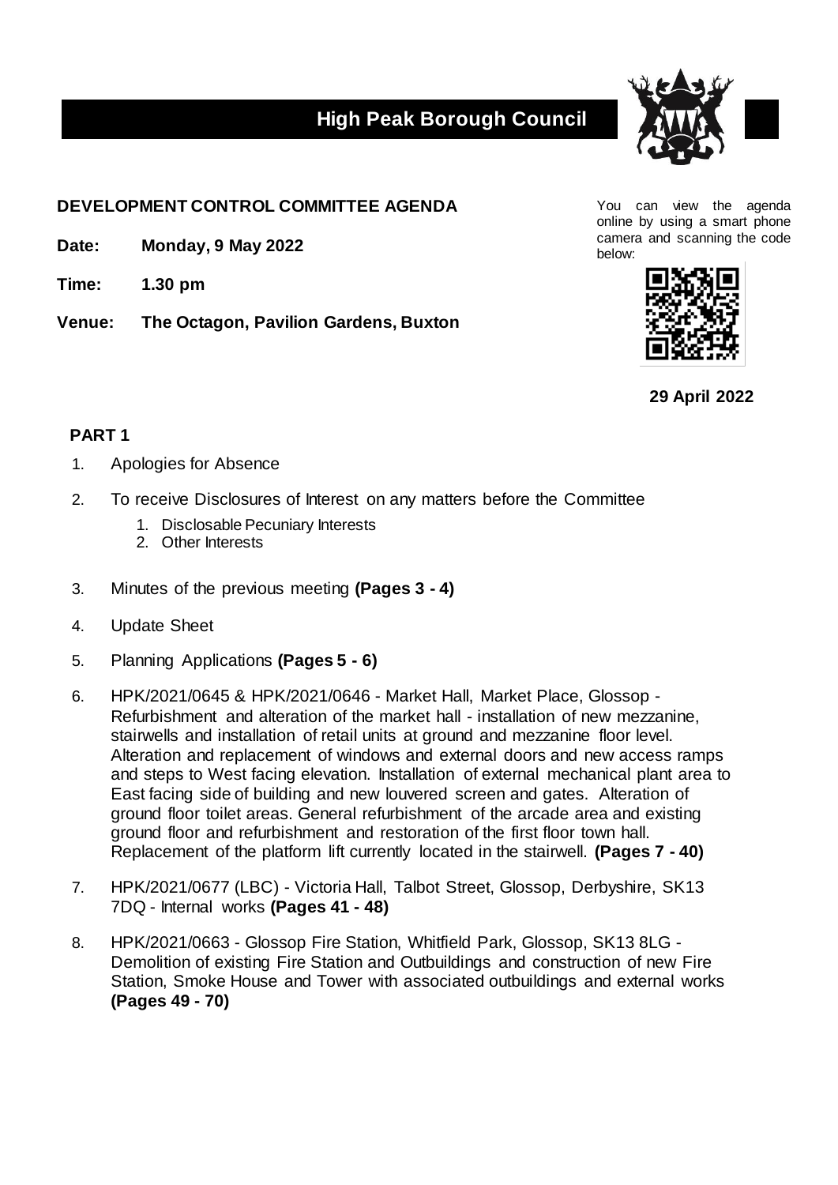# High Peak Borough Council

**DEVELOPMENT CONTROL COMMITTEE AGENDA**

**Date:** **Monday, 9 May 2022**

**Time:** **1.30 pm**

**Venue:** **The Octagon, Pavilion Gardens, Buxton**

You can view the agenda online by using a smart phone camera and scanning the code below:

**29 April 2022**

## PART 1

1. Apologies for Absence
2. To receive Disclosures of Interest on any matters before the Committee
   1. Disclosable Pecuniary Interests
   2. Other Interests
3. Minutes of the previous meeting **(Pages 3 - 4)**
4. Update Sheet
5. Planning Applications **(Pages 5 - 6)**
6. HPK/2021/0645 & HPK/2021/0646 - Market Hall, Market Place, Glossop - Refurbishment and alteration of the market hall - installation of new mezzanine, stairwells and installation of retail units at ground and mezzanine floor level. Alteration and replacement of windows and external doors and new access ramps and steps to West facing elevation. Installation of external mechanical plant area to East facing side of building and new louvered screen and gates. Alteration of ground floor toilet areas. General refurbishment of the arcade area and existing ground floor and refurbishment and restoration of the first floor town hall. Replacement of the platform lift currently located in the stairwell. **(Pages 7 - 40)**
7. HPK/2021/0677 (LBC) - Victoria Hall, Talbot Street, Glossop, Derbyshire, SK13 7DQ - Internal works **(Pages 41 - 48)**
8. HPK/2021/0663 - Glossop Fire Station, Whitfield Park, Glossop, SK13 8LG - Demolition of existing Fire Station and Outbuildings and construction of new Fire Station, Smoke House and Tower with associated outbuildings and external works **(Pages 49 - 70)**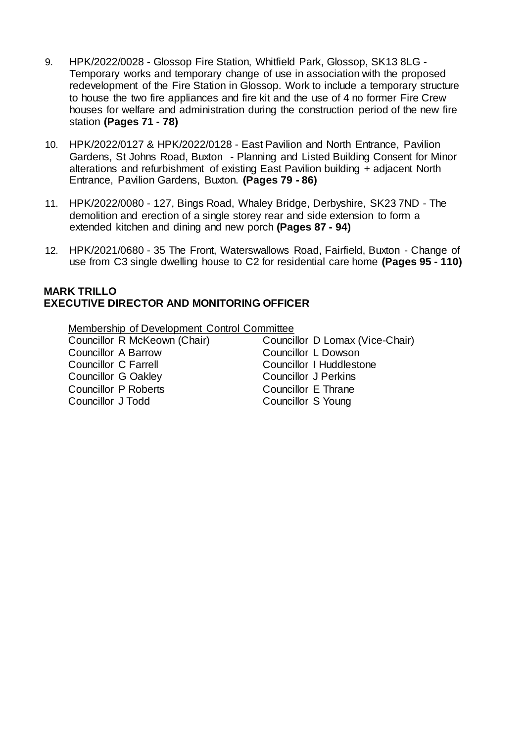9. HPK/2022/0028 - Glossop Fire Station, Whitfield Park, Glossop, SK13 8LG - Temporary works and temporary change of use in association with the proposed redevelopment of the Fire Station in Glossop. Work to include a temporary structure to house the two fire appliances and fire kit and the use of 4 no former Fire Crew houses for welfare and administration during the construction period of the new fire station **(Pages 71 - 78)**

10. HPK/2022/0127 & HPK/2022/0128 - East Pavilion and North Entrance, Pavilion Gardens, St Johns Road, Buxton - Planning and Listed Building Consent for Minor alterations and refurbishment of existing East Pavilion building + adjacent North Entrance, Pavilion Gardens, Buxton. **(Pages 79 - 86)**

11. HPK/2022/0080 - 127, Bings Road, Whaley Bridge, Derbyshire, SK23 7ND - The demolition and erection of a single storey rear and side extension to form a extended kitchen and dining and new porch **(Pages 87 - 94)**

12. HPK/2021/0680 - 35 The Front, Waterswallows Road, Fairfield, Buxton - Change of use from C3 single dwelling house to C2 for residential care home **(Pages 95 - 110)**

**MARK TRILLO**
**EXECUTIVE DIRECTOR AND MONITORING OFFICER**

Membership of Development Control Committee

| | |
|---|---|
| Councillor R McKeown (Chair) | Councillor D Lomax (Vice-Chair) |
| Councillor A Barrow | Councillor L Dowson |
| Councillor C Farrell | Councillor I Huddlestone |
| Councillor G Oakley | Councillor J Perkins |
| Councillor P Roberts | Councillor E Thrane |
| Councillor J Todd | Councillor S Young |